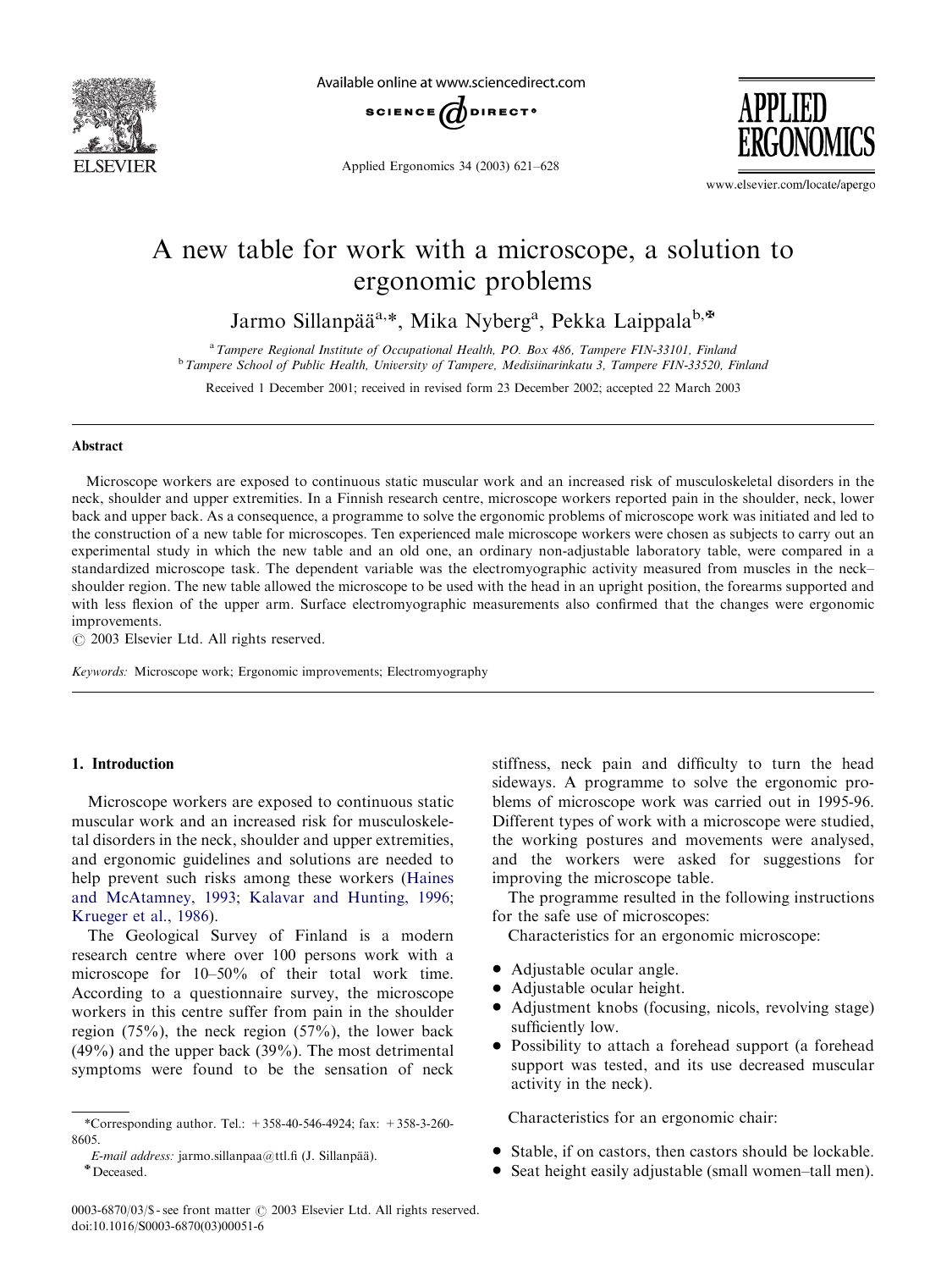# A new table for work with a microscope, a solution to ergonomic problems

Jarmo Sillanpää[a,*], Mika Nyberg[a], Pekka Laippala[b,✠]

[a] Tampere Regional Institute of Occupational Health, P.O. Box 486, Tampere FIN-33101, Finland

[b] Tampere School of Public Health, University of Tampere, Medisiinarinkatu 3, Tampere FIN-33520, Finland

Received 1 December 2001; received in revised form 23 December 2002; accepted 22 March 2003

## Abstract

Microscope workers are exposed to continuous static muscular work and an increased risk of musculoskeletal disorders in the neck, shoulder and upper extremities. In a Finnish research centre, microscope workers reported pain in the shoulder, neck, lower back and upper back. As a consequence, a programme to solve the ergonomic problems of microscope work was initiated and led to the construction of a new table for microscopes. Ten experienced male microscope workers were chosen as subjects to carry out an experimental study in which the new table and an old one, an ordinary non-adjustable laboratory table, were compared in a standardized microscope task. The dependent variable was the electromyographic activity measured from muscles in the neck–shoulder region. The new table allowed the microscope to be used with the head in an upright position, the forearms supported and with less flexion of the upper arm. Surface electromyographic measurements also confirmed that the changes were ergonomic improvements.

© 2003 Elsevier Ltd. All rights reserved.

*Keywords:* Microscope work; Ergonomic improvements; Electromyography

## 1. Introduction

Microscope workers are exposed to continuous static muscular work and an increased risk for musculoskeletal disorders in the neck, shoulder and upper extremities, and ergonomic guidelines and solutions are needed to help prevent such risks among these workers (Haines and McAtamney, 1993; Kalavar and Hunting, 1996; Krueger et al., 1986).

The Geological Survey of Finland is a modern research centre where over 100 persons work with a microscope for 10–50% of their total work time. According to a questionnaire survey, the microscope workers in this centre suffer from pain in the shoulder region (75%), the neck region (57%), the lower back (49%) and the upper back (39%). The most detrimental symptoms were found to be the sensation of neck stiffness, neck pain and difficulty to turn the head sideways. A programme to solve the ergonomic problems of microscope work was carried out in 1995-96. Different types of work with a microscope were studied, the working postures and movements were analysed, and the workers were asked for suggestions for improving the microscope table.

The programme resulted in the following instructions for the safe use of microscopes:

Characteristics for an ergonomic microscope:

- Adjustable ocular angle.
- Adjustable ocular height.
- Adjustment knobs (focusing, nicols, revolving stage) sufficiently low.
- Possibility to attach a forehead support (a forehead support was tested, and its use decreased muscular activity in the neck).

Characteristics for an ergonomic chair:

- Stable, if on castors, then castors should be lockable.
- Seat height easily adjustable (small women–tall men).

*Corresponding author. Tel.: +358-40-546-4924; fax: +358-3-260-8605.

*E-mail address:* jarmo.sillanpaa@ttl.fi (J. Sillanpää).

✠ Deceased.

0003-6870/03/$ - see front matter © 2003 Elsevier Ltd. All rights reserved.
doi:10.1016/S0003-6870(03)00051-6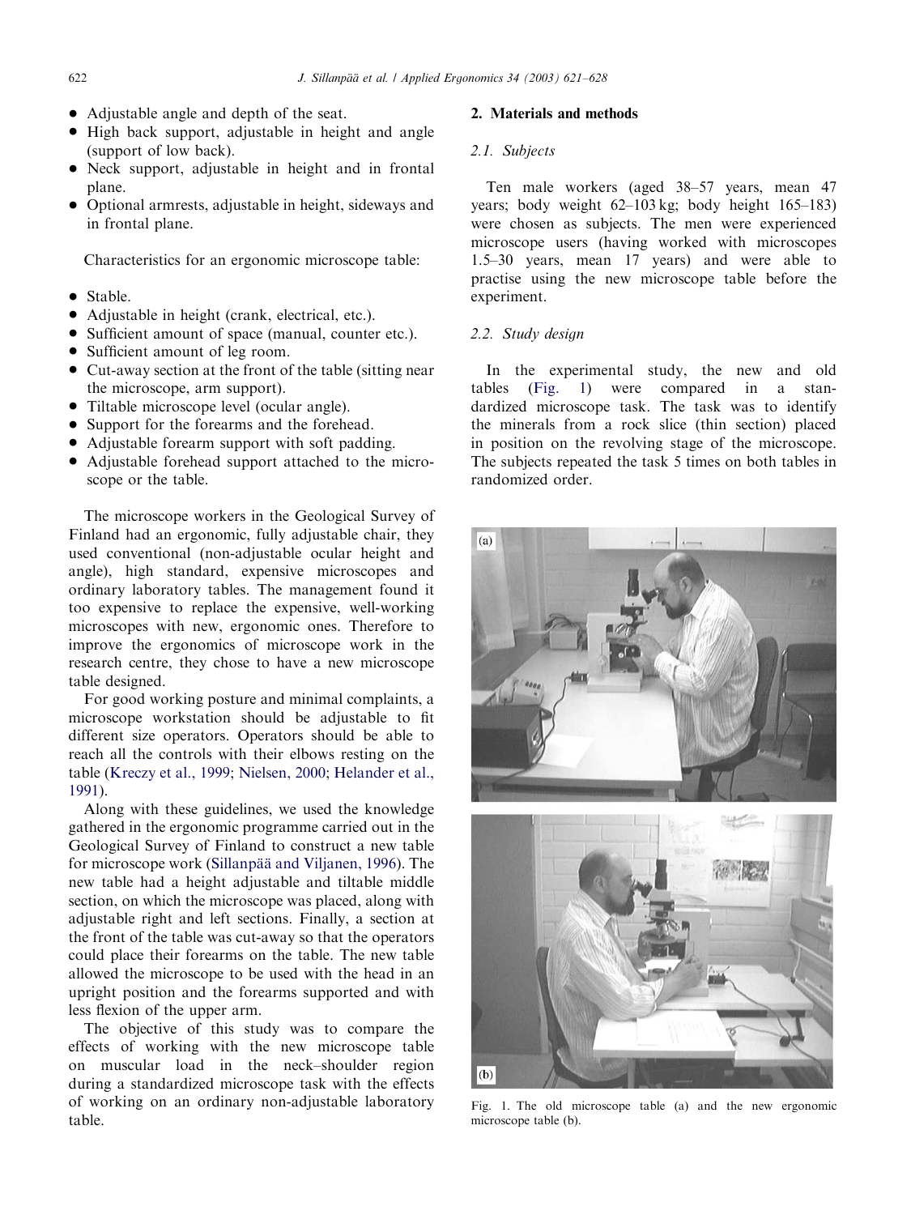- Adjustable angle and depth of the seat.
- High back support, adjustable in height and angle (support of low back).
- Neck support, adjustable in height and in frontal plane.
- Optional armrests, adjustable in height, sideways and in frontal plane.

Characteristics for an ergonomic microscope table:

- Stable.
- Adjustable in height (crank, electrical, etc.).
- Sufficient amount of space (manual, counter etc.).
- Sufficient amount of leg room.
- Cut-away section at the front of the table (sitting near the microscope, arm support).
- Tiltable microscope level (ocular angle).
- Support for the forearms and the forehead.
- Adjustable forearm support with soft padding.
- Adjustable forehead support attached to the microscope or the table.

The microscope workers in the Geological Survey of Finland had an ergonomic, fully adjustable chair, they used conventional (non-adjustable ocular height and angle), high standard, expensive microscopes and ordinary laboratory tables. The management found it too expensive to replace the expensive, well-working microscopes with new, ergonomic ones. Therefore to improve the ergonomics of microscope work in the research centre, they chose to have a new microscope table designed.

For good working posture and minimal complaints, a microscope workstation should be adjustable to fit different size operators. Operators should be able to reach all the controls with their elbows resting on the table (Kreczy et al., 1999; Nielsen, 2000; Helander et al., 1991).

Along with these guidelines, we used the knowledge gathered in the ergonomic programme carried out in the Geological Survey of Finland to construct a new table for microscope work (Sillanpää and Viljanen, 1996). The new table had a height adjustable and tiltable middle section, on which the microscope was placed, along with adjustable right and left sections. Finally, a section at the front of the table was cut-away so that the operators could place their forearms on the table. The new table allowed the microscope to be used with the head in an upright position and the forearms supported and with less flexion of the upper arm.

The objective of this study was to compare the effects of working with the new microscope table on muscular load in the neck–shoulder region during a standardized microscope task with the effects of working on an ordinary non-adjustable laboratory table.

## 2. Materials and methods

### 2.1. Subjects

Ten male workers (aged 38–57 years, mean 47 years; body weight 62–103 kg; body height 165–183) were chosen as subjects. The men were experienced microscope users (having worked with microscopes 1.5–30 years, mean 17 years) and were able to practise using the new microscope table before the experiment.

### 2.2. Study design

In the experimental study, the new and old tables (Fig. 1) were compared in a standardized microscope task. The task was to identify the minerals from a rock slice (thin section) placed in position on the revolving stage of the microscope. The subjects repeated the task 5 times on both tables in randomized order.

Fig. 1. The old microscope table (a) and the new ergonomic microscope table (b).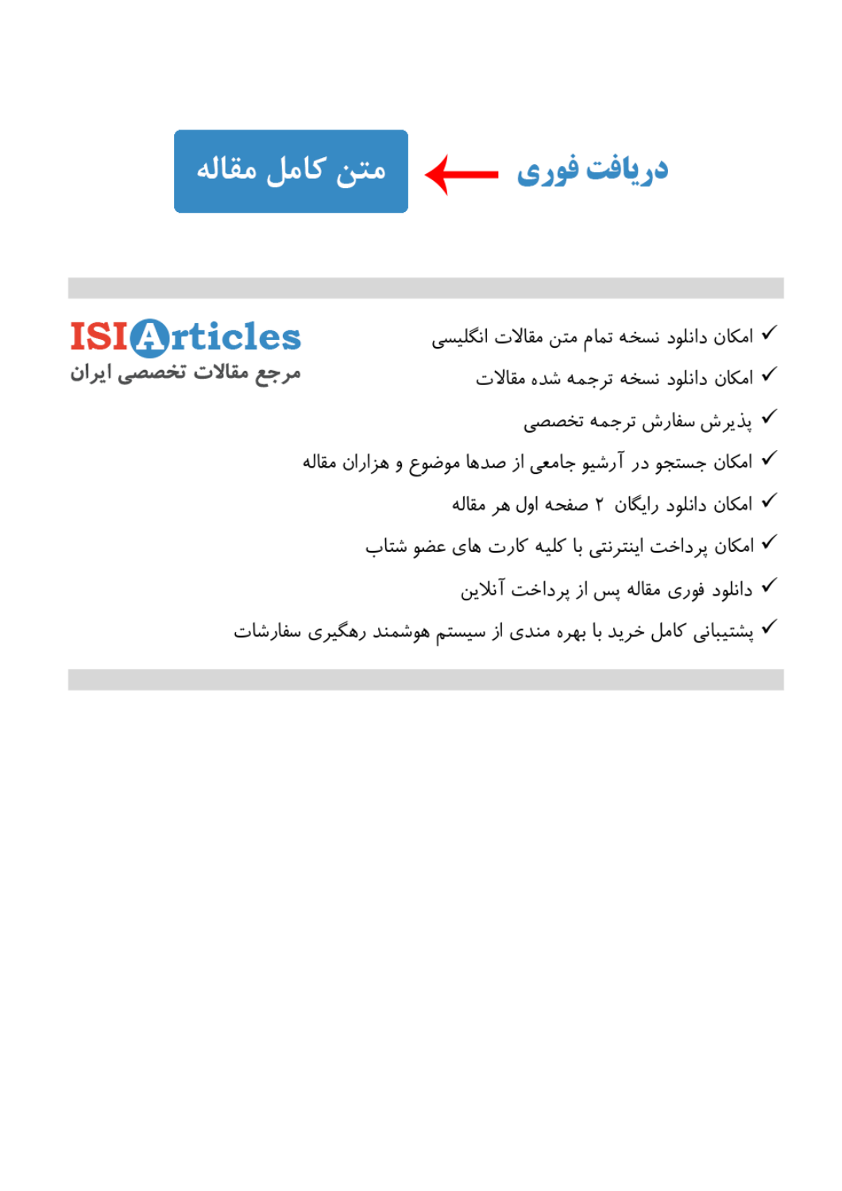دریافت فوری ← **متن کامل مقاله**

**ISIArticles**
مرجع مقالات تخصصی ایران

- ✓ امکان دانلود نسخه تمام متن مقالات انگلیسی
- ✓ امکان دانلود نسخه ترجمه شده مقالات
- ✓ پذیرش سفارش ترجمه تخصصی
- ✓ امکان جستجو در آرشیو جامعی از صدها موضوع و هزاران مقاله
- ✓ امکان دانلود رایگان ۲ صفحه اول هر مقاله
- ✓ امکان پرداخت اینترنتی با کلیه کارت های عضو شتاب
- ✓ دانلود فوری مقاله پس از پرداخت آنلاین
- ✓ پشتیبانی کامل خرید با بهره مندی از سیستم هوشمند رهگیری سفارشات